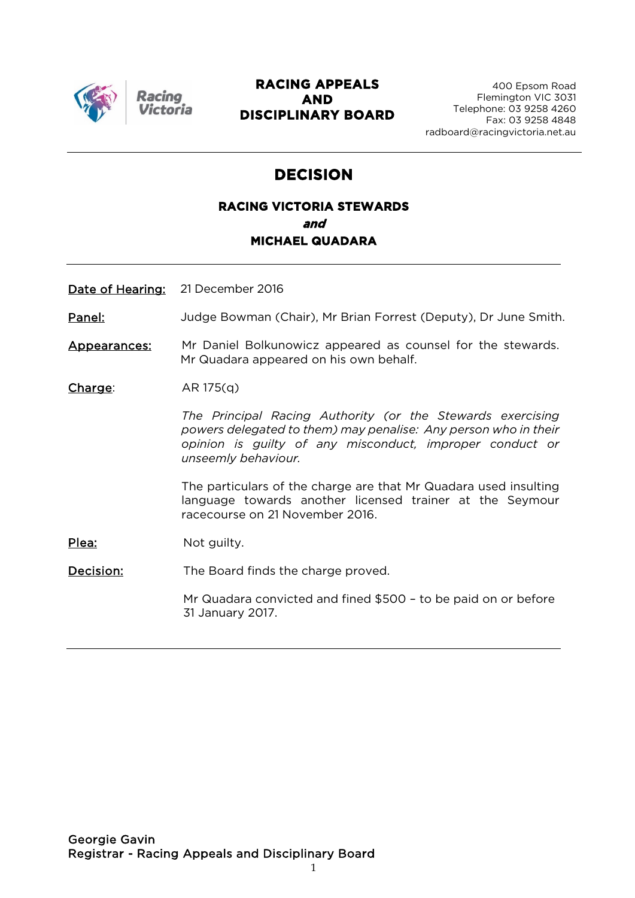**Racing Victoria**

# RACING APPEALS AND DISCIPLINARY BOARD

400 Epsom Road
Flemington VIC 3031
Telephone: 03 9258 4260
Fax: 03 9258 4848
radboard@racingvictoria.net.au

## DECISION

### RACING VICTORIA STEWARDS
### *and*
### MICHAEL QUADARA

**Date of Hearing:** 21 December 2016

**Panel:** Judge Bowman (Chair), Mr Brian Forrest (Deputy), Dr June Smith.

**Appearances:** Mr Daniel Bolkunowicz appeared as counsel for the stewards. Mr Quadara appeared on his own behalf.

**Charge:** AR 175(q)

*The Principal Racing Authority (or the Stewards exercising powers delegated to them) may penalise: Any person who in their opinion is guilty of any misconduct, improper conduct or unseemly behaviour.*

The particulars of the charge are that Mr Quadara used insulting language towards another licensed trainer at the Seymour racecourse on 21 November 2016.

**Plea:** Not guilty.

**Decision:** The Board finds the charge proved.

Mr Quadara convicted and fined $500 – to be paid on or before 31 January 2017.

Georgie Gavin
Registrar - Racing Appeals and Disciplinary Board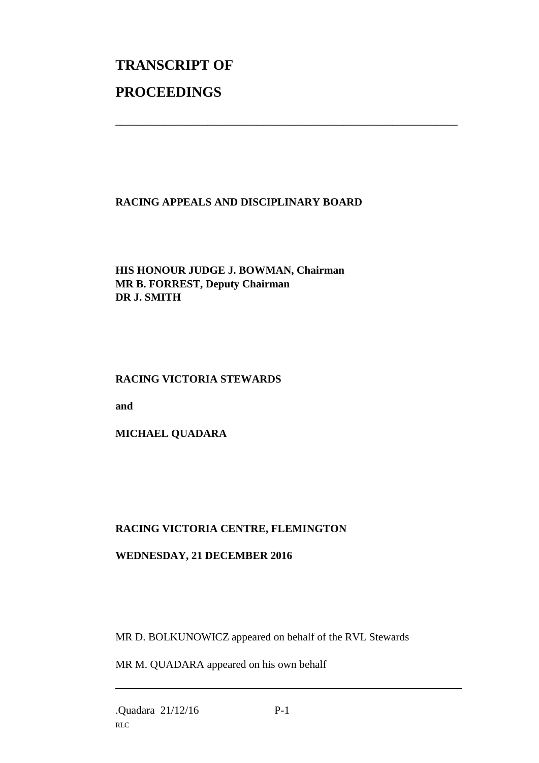# TRANSCRIPT OF

# PROCEEDINGS

---

**RACING APPEALS AND DISCIPLINARY BOARD**

**HIS HONOUR JUDGE J. BOWMAN, Chairman**
**MR B. FORREST, Deputy Chairman**
**DR J. SMITH**

**RACING VICTORIA STEWARDS**

**and**

**MICHAEL QUADARA**

**RACING VICTORIA CENTRE, FLEMINGTON**

**WEDNESDAY, 21 DECEMBER 2016**

MR D. BOLKUNOWICZ appeared on behalf of the RVL Stewards

MR M. QUADARA appeared on his own behalf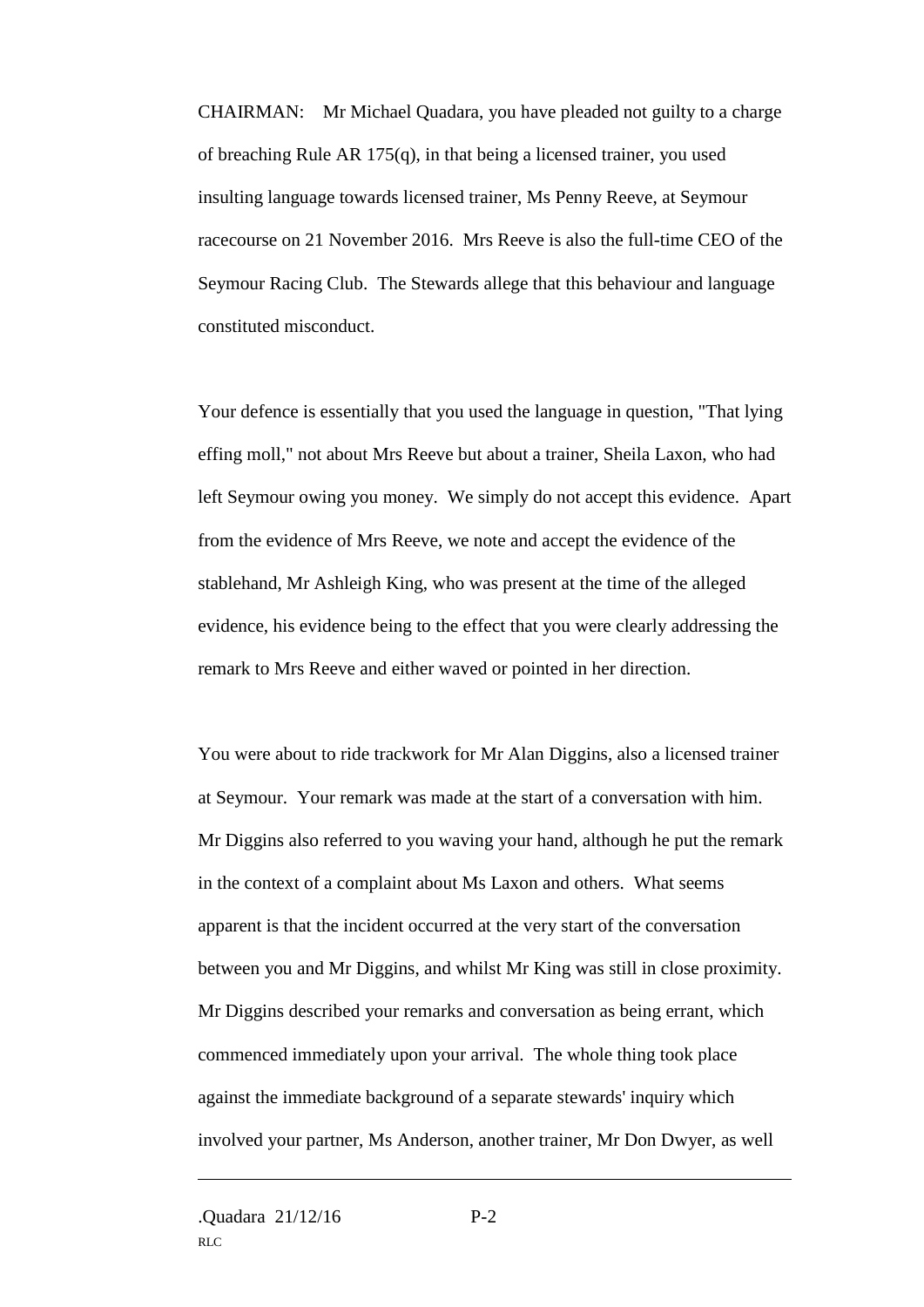CHAIRMAN: Mr Michael Quadara, you have pleaded not guilty to a charge of breaching Rule AR 175(q), in that being a licensed trainer, you used insulting language towards licensed trainer, Ms Penny Reeve, at Seymour racecourse on 21 November 2016. Mrs Reeve is also the full-time CEO of the Seymour Racing Club. The Stewards allege that this behaviour and language constituted misconduct.

Your defence is essentially that you used the language in question, "That lying effing moll," not about Mrs Reeve but about a trainer, Sheila Laxon, who had left Seymour owing you money. We simply do not accept this evidence. Apart from the evidence of Mrs Reeve, we note and accept the evidence of the stablehand, Mr Ashleigh King, who was present at the time of the alleged evidence, his evidence being to the effect that you were clearly addressing the remark to Mrs Reeve and either waved or pointed in her direction.

You were about to ride trackwork for Mr Alan Diggins, also a licensed trainer at Seymour. Your remark was made at the start of a conversation with him. Mr Diggins also referred to you waving your hand, although he put the remark in the context of a complaint about Ms Laxon and others. What seems apparent is that the incident occurred at the very start of the conversation between you and Mr Diggins, and whilst Mr King was still in close proximity. Mr Diggins described your remarks and conversation as being errant, which commenced immediately upon your arrival. The whole thing took place against the immediate background of a separate stewards' inquiry which involved your partner, Ms Anderson, another trainer, Mr Don Dwyer, as well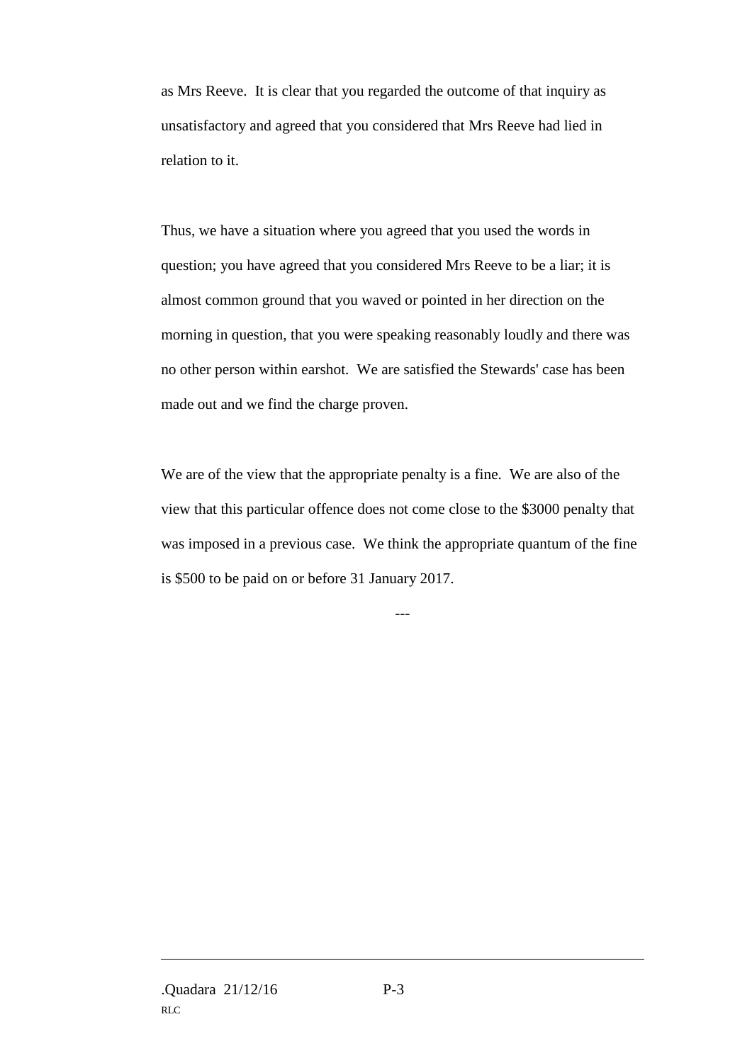as Mrs Reeve. It is clear that you regarded the outcome of that inquiry as unsatisfactory and agreed that you considered that Mrs Reeve had lied in relation to it.

Thus, we have a situation where you agreed that you used the words in question; you have agreed that you considered Mrs Reeve to be a liar; it is almost common ground that you waved or pointed in her direction on the morning in question, that you were speaking reasonably loudly and there was no other person within earshot. We are satisfied the Stewards' case has been made out and we find the charge proven.

We are of the view that the appropriate penalty is a fine. We are also of the view that this particular offence does not come close to the $3000 penalty that was imposed in a previous case. We think the appropriate quantum of the fine is $500 to be paid on or before 31 January 2017.

---